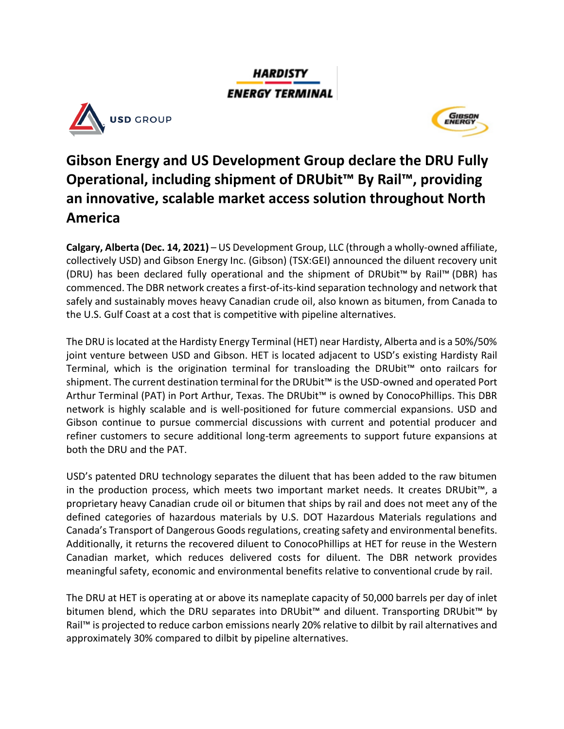HARDISTY ENERGY TERMINAL

USD GROUP

GIBSON ENERGY

# Gibson Energy and US Development Group declare the DRU Fully Operational, including shipment of DRUbit™ By Rail™, providing an innovative, scalable market access solution throughout North America

**Calgary, Alberta (Dec. 14, 2021)** – US Development Group, LLC (through a wholly-owned affiliate, collectively USD) and Gibson Energy Inc. (Gibson) (TSX:GEI) announced the diluent recovery unit (DRU) has been declared fully operational and the shipment of DRUbit™ by Rail™ (DBR) has commenced. The DBR network creates a first-of-its-kind separation technology and network that safely and sustainably moves heavy Canadian crude oil, also known as bitumen, from Canada to the U.S. Gulf Coast at a cost that is competitive with pipeline alternatives.

The DRU is located at the Hardisty Energy Terminal (HET) near Hardisty, Alberta and is a 50%/50% joint venture between USD and Gibson. HET is located adjacent to USD's existing Hardisty Rail Terminal, which is the origination terminal for transloading the DRUbit™ onto railcars for shipment. The current destination terminal for the DRUbit™ is the USD-owned and operated Port Arthur Terminal (PAT) in Port Arthur, Texas. The DRUbit™ is owned by ConocoPhillips. This DBR network is highly scalable and is well-positioned for future commercial expansions. USD and Gibson continue to pursue commercial discussions with current and potential producer and refiner customers to secure additional long-term agreements to support future expansions at both the DRU and the PAT.

USD's patented DRU technology separates the diluent that has been added to the raw bitumen in the production process, which meets two important market needs. It creates DRUbit™, a proprietary heavy Canadian crude oil or bitumen that ships by rail and does not meet any of the defined categories of hazardous materials by U.S. DOT Hazardous Materials regulations and Canada's Transport of Dangerous Goods regulations, creating safety and environmental benefits. Additionally, it returns the recovered diluent to ConocoPhillips at HET for reuse in the Western Canadian market, which reduces delivered costs for diluent. The DBR network provides meaningful safety, economic and environmental benefits relative to conventional crude by rail.

The DRU at HET is operating at or above its nameplate capacity of 50,000 barrels per day of inlet bitumen blend, which the DRU separates into DRUbit™ and diluent. Transporting DRUbit™ by Rail™ is projected to reduce carbon emissions nearly 20% relative to dilbit by rail alternatives and approximately 30% compared to dilbit by pipeline alternatives.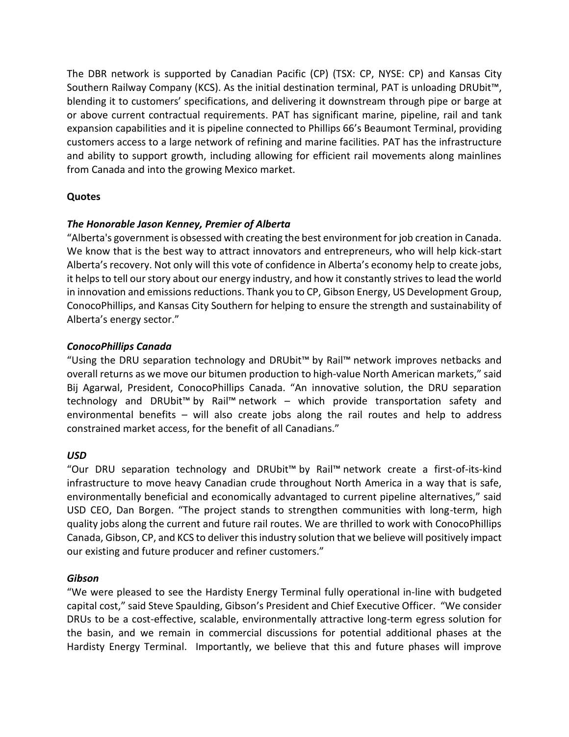The DBR network is supported by Canadian Pacific (CP) (TSX: CP, NYSE: CP) and Kansas City Southern Railway Company (KCS). As the initial destination terminal, PAT is unloading DRUbit™, blending it to customers' specifications, and delivering it downstream through pipe or barge at or above current contractual requirements. PAT has significant marine, pipeline, rail and tank expansion capabilities and it is pipeline connected to Phillips 66's Beaumont Terminal, providing customers access to a large network of refining and marine facilities. PAT has the infrastructure and ability to support growth, including allowing for efficient rail movements along mainlines from Canada and into the growing Mexico market.

**Quotes**

***The Honorable Jason Kenney, Premier of Alberta***

"Alberta's government is obsessed with creating the best environment for job creation in Canada. We know that is the best way to attract innovators and entrepreneurs, who will help kick-start Alberta's recovery. Not only will this vote of confidence in Alberta's economy help to create jobs, it helps to tell our story about our energy industry, and how it constantly strives to lead the world in innovation and emissions reductions. Thank you to CP, Gibson Energy, US Development Group, ConocoPhillips, and Kansas City Southern for helping to ensure the strength and sustainability of Alberta's energy sector."

***ConocoPhillips Canada***

"Using the DRU separation technology and DRUbit™ by Rail™ network improves netbacks and overall returns as we move our bitumen production to high-value North American markets," said Bij Agarwal, President, ConocoPhillips Canada. "An innovative solution, the DRU separation technology and DRUbit™ by Rail™ network – which provide transportation safety and environmental benefits – will also create jobs along the rail routes and help to address constrained market access, for the benefit of all Canadians."

***USD***

"Our DRU separation technology and DRUbit™ by Rail™ network create a first-of-its-kind infrastructure to move heavy Canadian crude throughout North America in a way that is safe, environmentally beneficial and economically advantaged to current pipeline alternatives," said USD CEO, Dan Borgen. "The project stands to strengthen communities with long-term, high quality jobs along the current and future rail routes. We are thrilled to work with ConocoPhillips Canada, Gibson, CP, and KCS to deliver this industry solution that we believe will positively impact our existing and future producer and refiner customers."

***Gibson***

"We were pleased to see the Hardisty Energy Terminal fully operational in-line with budgeted capital cost," said Steve Spaulding, Gibson's President and Chief Executive Officer. "We consider DRUs to be a cost-effective, scalable, environmentally attractive long-term egress solution for the basin, and we remain in commercial discussions for potential additional phases at the Hardisty Energy Terminal. Importantly, we believe that this and future phases will improve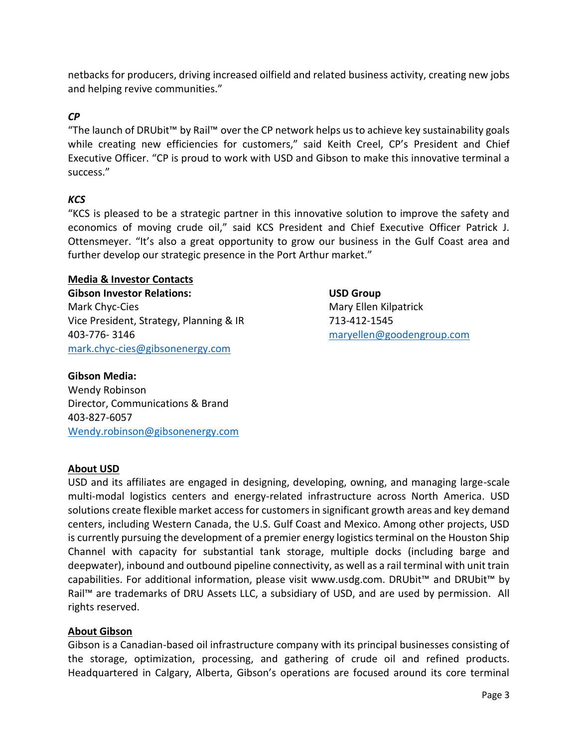netbacks for producers, driving increased oilfield and related business activity, creating new jobs and helping revive communities."

***CP***

"The launch of DRUbit™ by Rail™ over the CP network helps us to achieve key sustainability goals while creating new efficiencies for customers," said Keith Creel, CP's President and Chief Executive Officer. "CP is proud to work with USD and Gibson to make this innovative terminal a success."

***KCS***

"KCS is pleased to be a strategic partner in this innovative solution to improve the safety and economics of moving crude oil," said KCS President and Chief Executive Officer Patrick J. Ottensmeyer. "It's also a great opportunity to grow our business in the Gulf Coast area and further develop our strategic presence in the Port Arthur market."

**Media & Investor Contacts**

**Gibson Investor Relations:**
Mark Chyc-Cies
Vice President, Strategy, Planning & IR
403-776- 3146
mark.chyc-cies@gibsonenergy.com

**Gibson Media:**
Wendy Robinson
Director, Communications & Brand
403-827-6057
Wendy.robinson@gibsonenergy.com

**USD Group**
Mary Ellen Kilpatrick
713-412-1545
maryellen@goodengroup.com

**About USD**

USD and its affiliates are engaged in designing, developing, owning, and managing large-scale multi-modal logistics centers and energy-related infrastructure across North America. USD solutions create flexible market access for customers in significant growth areas and key demand centers, including Western Canada, the U.S. Gulf Coast and Mexico. Among other projects, USD is currently pursuing the development of a premier energy logistics terminal on the Houston Ship Channel with capacity for substantial tank storage, multiple docks (including barge and deepwater), inbound and outbound pipeline connectivity, as well as a rail terminal with unit train capabilities. For additional information, please visit www.usdg.com. DRUbit™ and DRUbit™ by Rail™ are trademarks of DRU Assets LLC, a subsidiary of USD, and are used by permission. All rights reserved.

**About Gibson**

Gibson is a Canadian-based oil infrastructure company with its principal businesses consisting of the storage, optimization, processing, and gathering of crude oil and refined products. Headquartered in Calgary, Alberta, Gibson's operations are focused around its core terminal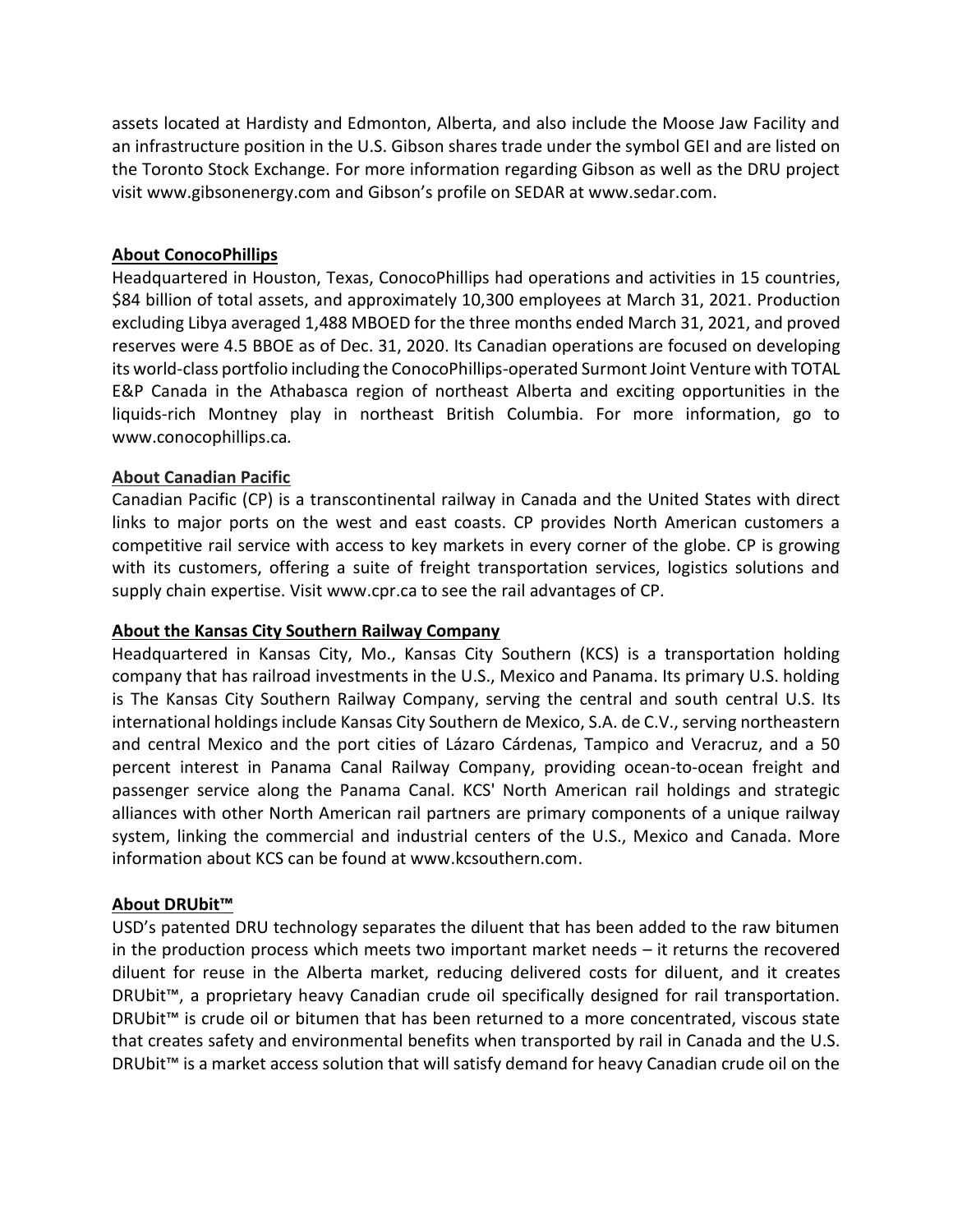assets located at Hardisty and Edmonton, Alberta, and also include the Moose Jaw Facility and an infrastructure position in the U.S. Gibson shares trade under the symbol GEI and are listed on the Toronto Stock Exchange. For more information regarding Gibson as well as the DRU project visit www.gibsonenergy.com and Gibson's profile on SEDAR at www.sedar.com.

**About ConocoPhillips**

Headquartered in Houston, Texas, ConocoPhillips had operations and activities in 15 countries, $84 billion of total assets, and approximately 10,300 employees at March 31, 2021. Production excluding Libya averaged 1,488 MBOED for the three months ended March 31, 2021, and proved reserves were 4.5 BBOE as of Dec. 31, 2020. Its Canadian operations are focused on developing its world-class portfolio including the ConocoPhillips-operated Surmont Joint Venture with TOTAL E&P Canada in the Athabasca region of northeast Alberta and exciting opportunities in the liquids-rich Montney play in northeast British Columbia. For more information, go to www.conocophillips.ca*.*

**About Canadian Pacific**

Canadian Pacific (CP) is a transcontinental railway in Canada and the United States with direct links to major ports on the west and east coasts. CP provides North American customers a competitive rail service with access to key markets in every corner of the globe. CP is growing with its customers, offering a suite of freight transportation services, logistics solutions and supply chain expertise. Visit www.cpr.ca to see the rail advantages of CP.

**About the Kansas City Southern Railway Company**

Headquartered in Kansas City, Mo., Kansas City Southern (KCS) is a transportation holding company that has railroad investments in the U.S., Mexico and Panama. Its primary U.S. holding is The Kansas City Southern Railway Company, serving the central and south central U.S. Its international holdings include Kansas City Southern de Mexico, S.A. de C.V., serving northeastern and central Mexico and the port cities of Lázaro Cárdenas, Tampico and Veracruz, and a 50 percent interest in Panama Canal Railway Company, providing ocean-to-ocean freight and passenger service along the Panama Canal. KCS' North American rail holdings and strategic alliances with other North American rail partners are primary components of a unique railway system, linking the commercial and industrial centers of the U.S., Mexico and Canada. More information about KCS can be found at www.kcsouthern.com.

**About DRUbit™**

USD's patented DRU technology separates the diluent that has been added to the raw bitumen in the production process which meets two important market needs – it returns the recovered diluent for reuse in the Alberta market, reducing delivered costs for diluent, and it creates DRUbit™, a proprietary heavy Canadian crude oil specifically designed for rail transportation. DRUbit™ is crude oil or bitumen that has been returned to a more concentrated, viscous state that creates safety and environmental benefits when transported by rail in Canada and the U.S. DRUbit™ is a market access solution that will satisfy demand for heavy Canadian crude oil on the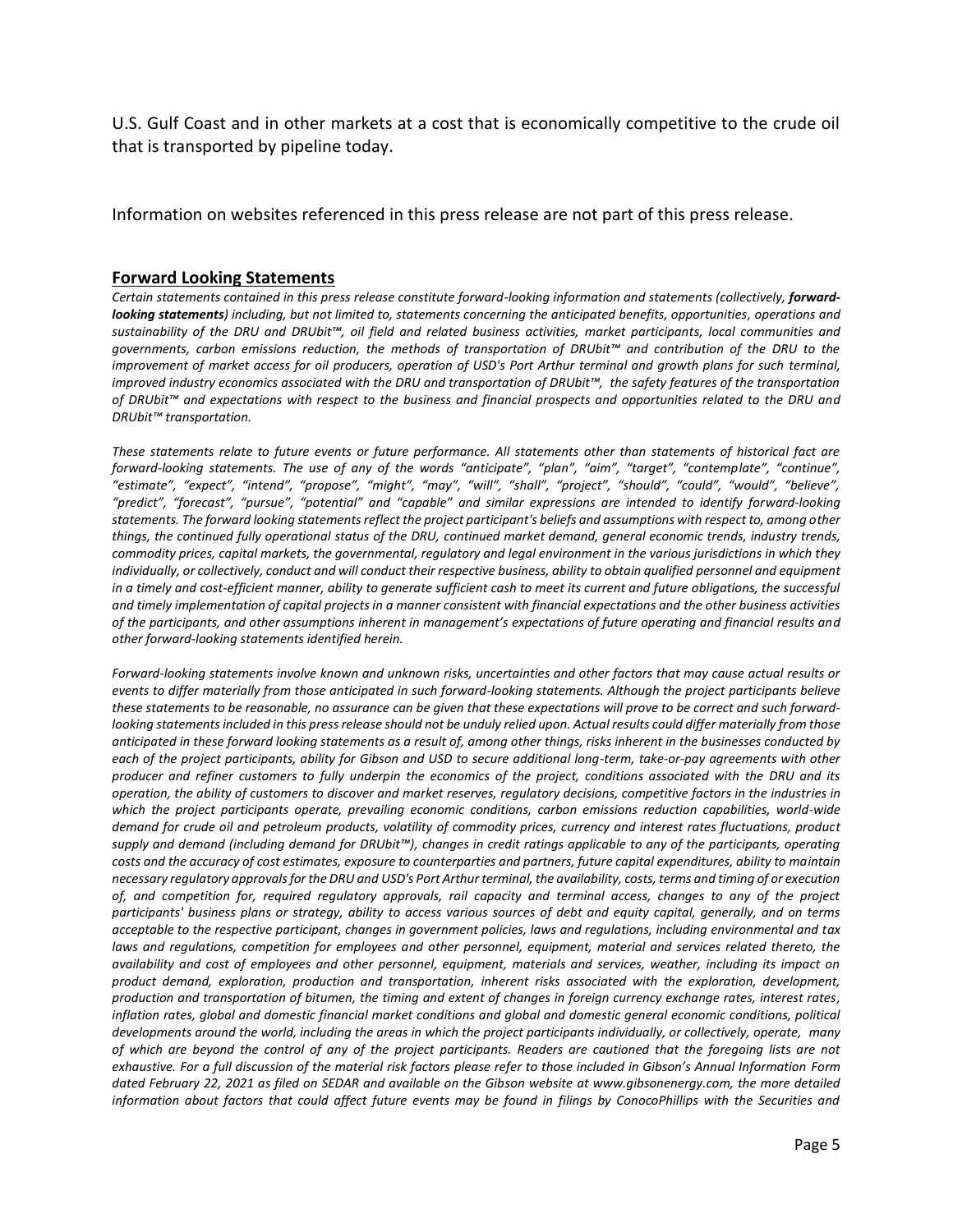U.S. Gulf Coast and in other markets at a cost that is economically competitive to the crude oil that is transported by pipeline today.

Information on websites referenced in this press release are not part of this press release.

## Forward Looking Statements

*Certain statements contained in this press release constitute forward-looking information and statements (collectively, **forward-looking statements**) including, but not limited to, statements concerning the anticipated benefits, opportunities, operations and sustainability of the DRU and DRUbit™, oil field and related business activities, market participants, local communities and governments, carbon emissions reduction, the methods of transportation of DRUbit™ and contribution of the DRU to the improvement of market access for oil producers, operation of USD's Port Arthur terminal and growth plans for such terminal, improved industry economics associated with the DRU and transportation of DRUbit™, the safety features of the transportation of DRUbit™ and expectations with respect to the business and financial prospects and opportunities related to the DRU and DRUbit™ transportation.*

*These statements relate to future events or future performance. All statements other than statements of historical fact are forward-looking statements. The use of any of the words "anticipate", "plan", "aim", "target", "contemplate", "continue", "estimate", "expect", "intend", "propose", "might", "may", "will", "shall", "project", "should", "could", "would", "believe", "predict", "forecast", "pursue", "potential" and "capable" and similar expressions are intended to identify forward-looking statements. The forward looking statements reflect the project participant's beliefs and assumptions with respect to, among other things, the continued fully operational status of the DRU, continued market demand, general economic trends, industry trends, commodity prices, capital markets, the governmental, regulatory and legal environment in the various jurisdictions in which they individually, or collectively, conduct and will conduct their respective business, ability to obtain qualified personnel and equipment in a timely and cost-efficient manner, ability to generate sufficient cash to meet its current and future obligations, the successful and timely implementation of capital projects in a manner consistent with financial expectations and the other business activities of the participants, and other assumptions inherent in management's expectations of future operating and financial results and other forward-looking statements identified herein.*

*Forward-looking statements involve known and unknown risks, uncertainties and other factors that may cause actual results or events to differ materially from those anticipated in such forward-looking statements. Although the project participants believe these statements to be reasonable, no assurance can be given that these expectations will prove to be correct and such forward-looking statements included in this press release should not be unduly relied upon. Actual results could differ materially from those anticipated in these forward looking statements as a result of, among other things, risks inherent in the businesses conducted by each of the project participants, ability for Gibson and USD to secure additional long-term, take-or-pay agreements with other producer and refiner customers to fully underpin the economics of the project, conditions associated with the DRU and its operation, the ability of customers to discover and market reserves, regulatory decisions, competitive factors in the industries in which the project participants operate, prevailing economic conditions, carbon emissions reduction capabilities, world-wide demand for crude oil and petroleum products, volatility of commodity prices, currency and interest rates fluctuations, product supply and demand (including demand for DRUbit™), changes in credit ratings applicable to any of the participants, operating costs and the accuracy of cost estimates, exposure to counterparties and partners, future capital expenditures, ability to maintain necessary regulatory approvals for the DRU and USD's Port Arthur terminal, the availability, costs, terms and timing of or execution of, and competition for, required regulatory approvals, rail capacity and terminal access, changes to any of the project participants' business plans or strategy, ability to access various sources of debt and equity capital, generally, and on terms acceptable to the respective participant, changes in government policies, laws and regulations, including environmental and tax laws and regulations, competition for employees and other personnel, equipment, material and services related thereto, the availability and cost of employees and other personnel, equipment, materials and services, weather, including its impact on product demand, exploration, production and transportation, inherent risks associated with the exploration, development, production and transportation of bitumen, the timing and extent of changes in foreign currency exchange rates, interest rates, inflation rates, global and domestic financial market conditions and global and domestic general economic conditions, political developments around the world, including the areas in which the project participants individually, or collectively, operate, many of which are beyond the control of any of the project participants. Readers are cautioned that the foregoing lists are not exhaustive. For a full discussion of the material risk factors please refer to those included in Gibson's Annual Information Form dated February 22, 2021 as filed on SEDAR and available on the Gibson website at www.gibsonenergy.com, the more detailed information about factors that could affect future events may be found in filings by ConocoPhillips with the Securities and*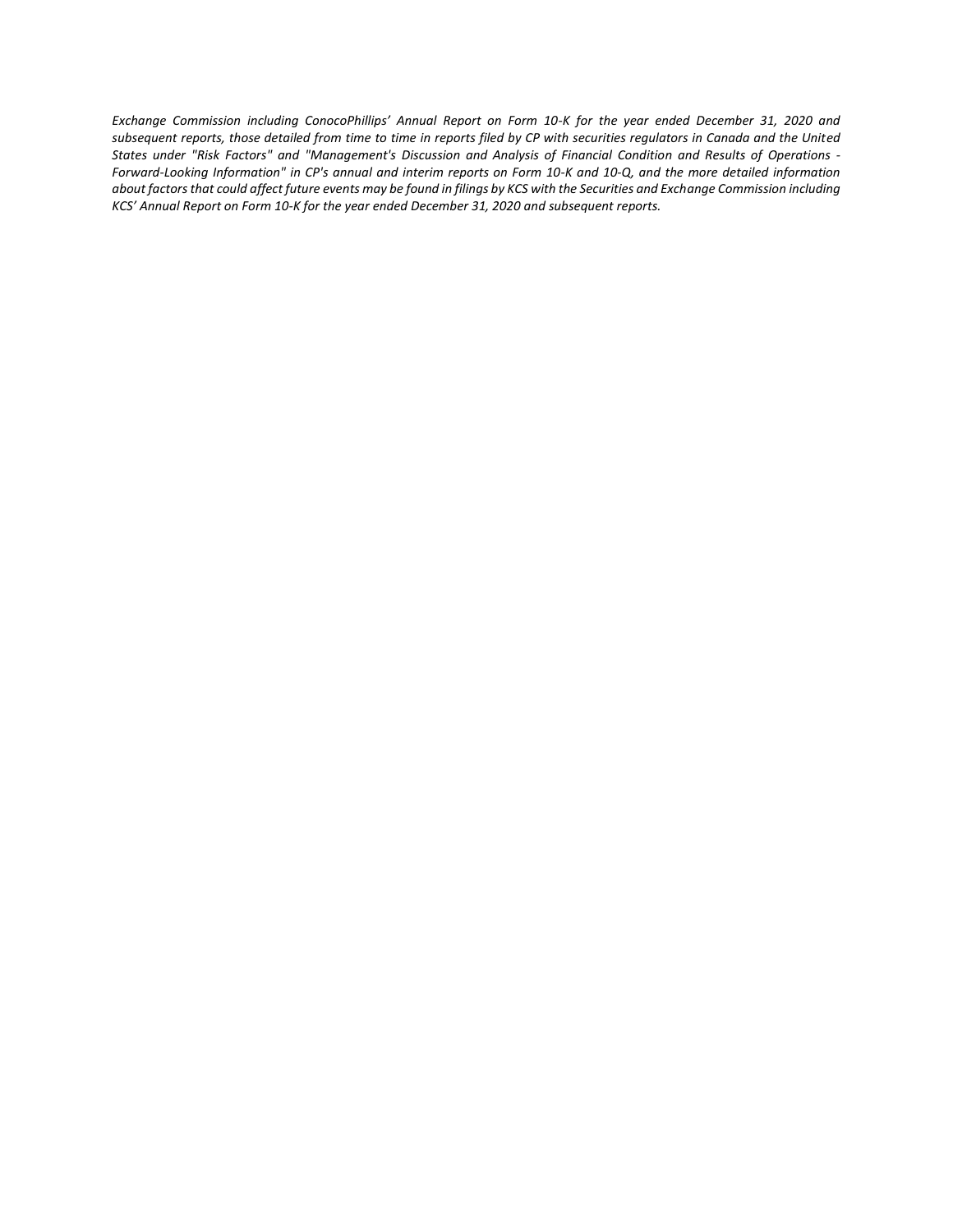*Exchange Commission including ConocoPhillips' Annual Report on Form 10-K for the year ended December 31, 2020 and subsequent reports, those detailed from time to time in reports filed by CP with securities regulators in Canada and the United States under "Risk Factors" and "Management's Discussion and Analysis of Financial Condition and Results of Operations - Forward-Looking Information" in CP's annual and interim reports on Form 10-K and 10-Q, and the more detailed information about factors that could affect future events may be found in filings by KCS with the Securities and Exchange Commission including KCS' Annual Report on Form 10-K for the year ended December 31, 2020 and subsequent reports.*